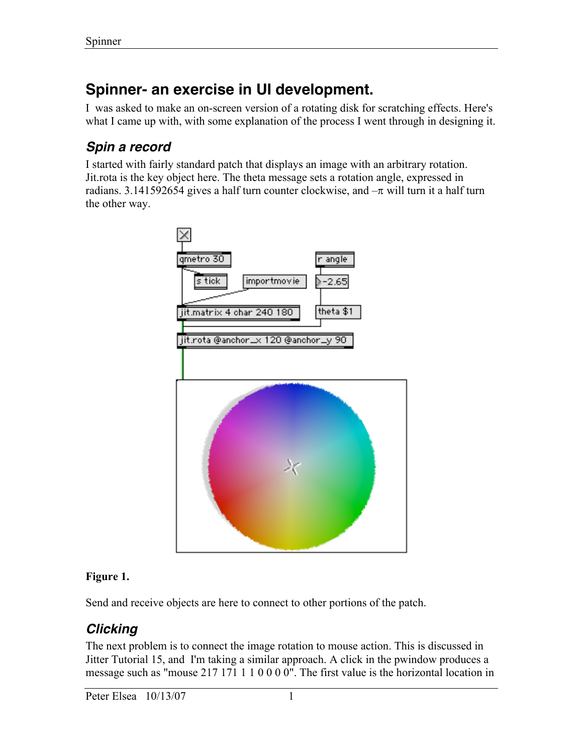# Spinner- an exercise in UI development.

I was asked to make an on-screen version of a rotating disk for scratching effects. Here's what I came up with, with some explanation of the process I went through in designing it.

## *Spin a record*

I started with fairly standard patch that displays an image with an arbitrary rotation. Jit.rota is the key object here. The theta message sets a rotation angle, expressed in radians. 3.141592654 gives a half turn counter clockwise, and $-\pi$ will turn it a half turn the other way.

**Figure 1.**

Send and receive objects are here to connect to other portions of the patch.

## *Clicking*

The next problem is to connect the image rotation to mouse action. This is discussed in Jitter Tutorial 15, and I'm taking a similar approach. A click in the pwindow produces a message such as "mouse 217 171 1 1 0 0 0 0". The first value is the horizontal location in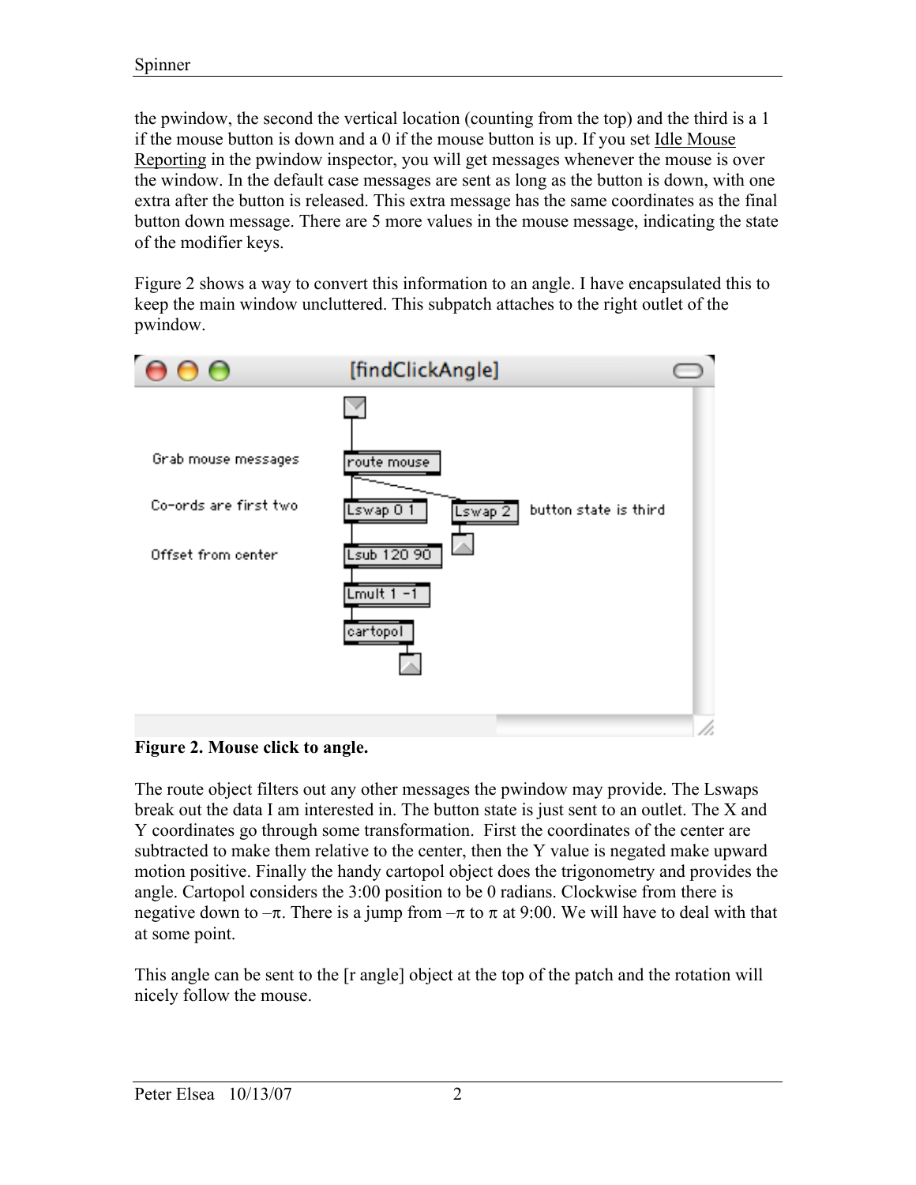the pwindow, the second the vertical location (counting from the top) and the third is a 1 if the mouse button is down and a 0 if the mouse button is up. If you set Idle Mouse Reporting in the pwindow inspector, you will get messages whenever the mouse is over the window. In the default case messages are sent as long as the button is down, with one extra after the button is released. This extra message has the same coordinates as the final button down message. There are 5 more values in the mouse message, indicating the state of the modifier keys.

Figure 2 shows a way to convert this information to an angle. I have encapsulated this to keep the main window uncluttered. This subpatch attaches to the right outlet of the pwindow.

**Figure 2. Mouse click to angle.**

The route object filters out any other messages the pwindow may provide. The Lswaps break out the data I am interested in. The button state is just sent to an outlet. The X and Y coordinates go through some transformation. First the coordinates of the center are subtracted to make them relative to the center, then the Y value is negated make upward motion positive. Finally the handy cartopol object does the trigonometry and provides the angle. Cartopol considers the 3:00 position to be 0 radians. Clockwise from there is negative down to $-\pi$. There is a jump from $-\pi$ to $\pi$ at 9:00. We will have to deal with that at some point.

This angle can be sent to the [r angle] object at the top of the patch and the rotation will nicely follow the mouse.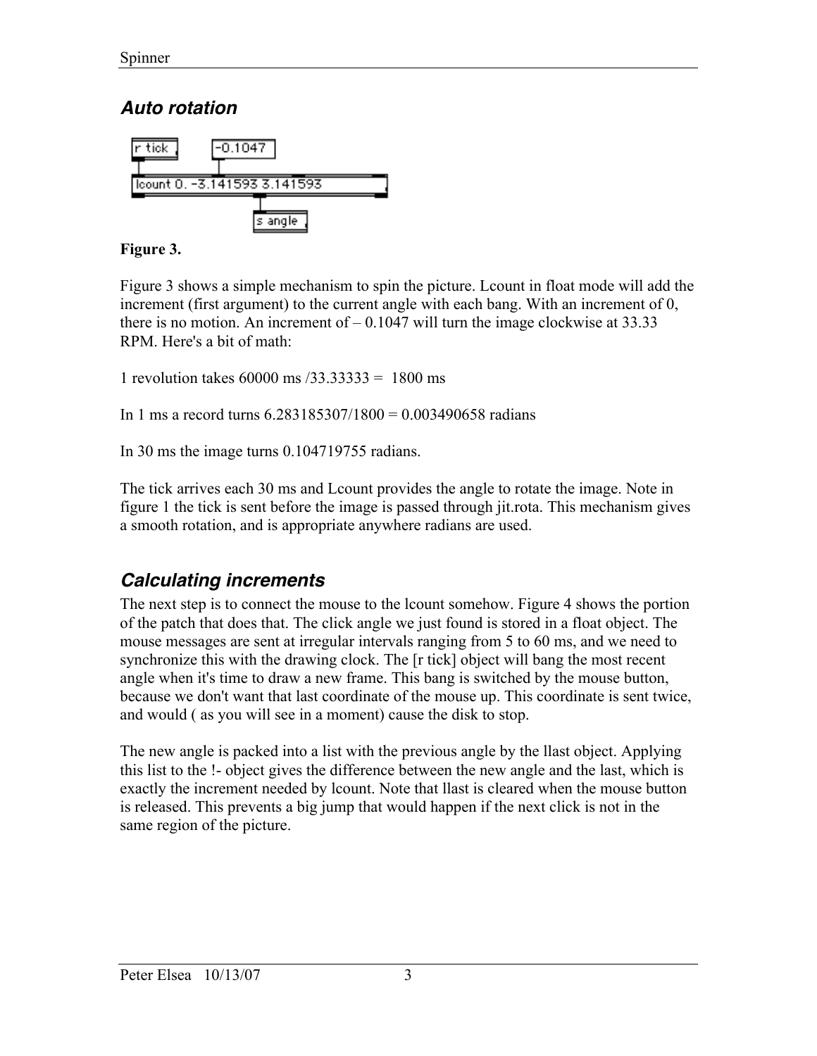## *Auto rotation*

**Figure 3.**

Figure 3 shows a simple mechanism to spin the picture. Lcount in float mode will add the increment (first argument) to the current angle with each bang. With an increment of 0, there is no motion. An increment of – 0.1047 will turn the image clockwise at 33.33 RPM. Here's a bit of math:

1 revolution takes 60000 ms /33.33333 = 1800 ms

In 1 ms a record turns 6.283185307/1800 = 0.003490658 radians

In 30 ms the image turns 0.104719755 radians.

The tick arrives each 30 ms and Lcount provides the angle to rotate the image. Note in figure 1 the tick is sent before the image is passed through jit.rota. This mechanism gives a smooth rotation, and is appropriate anywhere radians are used.

## *Calculating increments*

The next step is to connect the mouse to the lcount somehow. Figure 4 shows the portion of the patch that does that. The click angle we just found is stored in a float object. The mouse messages are sent at irregular intervals ranging from 5 to 60 ms, and we need to synchronize this with the drawing clock. The [r tick] object will bang the most recent angle when it's time to draw a new frame. This bang is switched by the mouse button, because we don't want that last coordinate of the mouse up. This coordinate is sent twice, and would ( as you will see in a moment) cause the disk to stop.

The new angle is packed into a list with the previous angle by the llast object. Applying this list to the !- object gives the difference between the new angle and the last, which is exactly the increment needed by lcount. Note that llast is cleared when the mouse button is released. This prevents a big jump that would happen if the next click is not in the same region of the picture.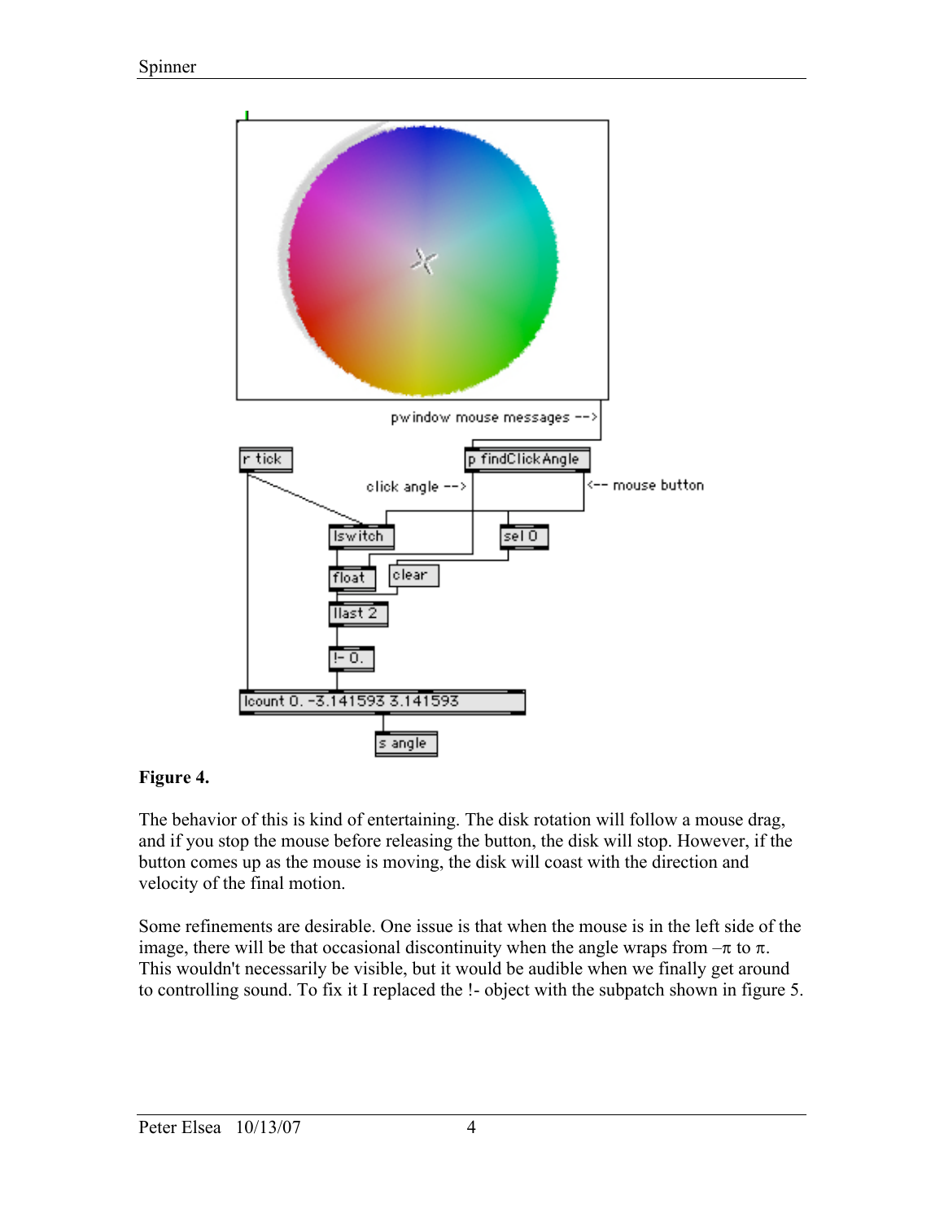**Figure 4.**

The behavior of this is kind of entertaining. The disk rotation will follow a mouse drag, and if you stop the mouse before releasing the button, the disk will stop. However, if the button comes up as the mouse is moving, the disk will coast with the direction and velocity of the final motion.

Some refinements are desirable. One issue is that when the mouse is in the left side of the image, there will be that occasional discontinuity when the angle wraps from $-\pi$ to $\pi$. This wouldn't necessarily be visible, but it would be audible when we finally get around to controlling sound. To fix it I replaced the !- object with the subpatch shown in figure 5.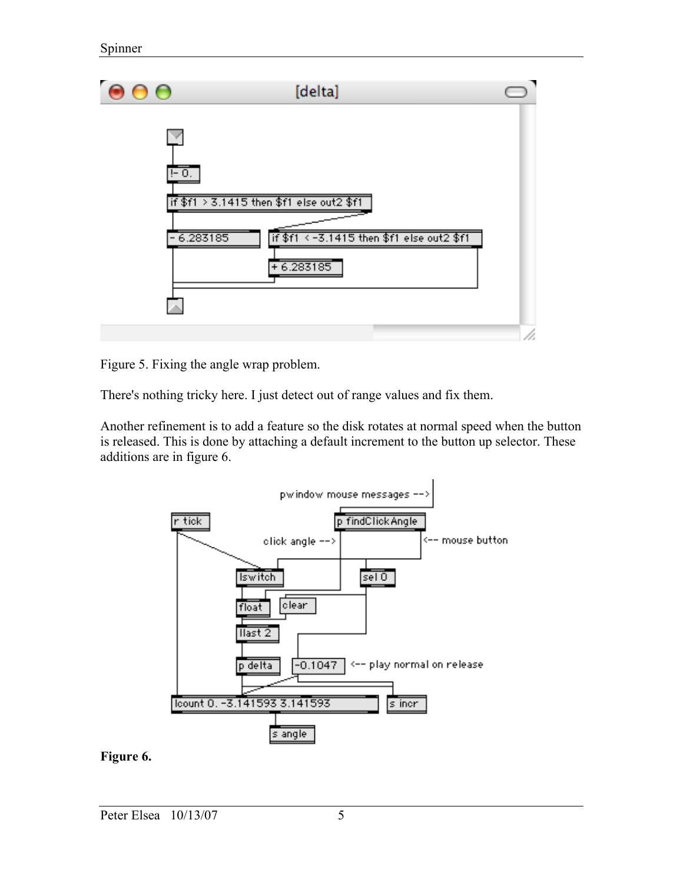Figure 5. Fixing the angle wrap problem.

There's nothing tricky here. I just detect out of range values and fix them.

Another refinement is to add a feature so the disk rotates at normal speed when the button is released. This is done by attaching a default increment to the button up selector. These additions are in figure 6.

**Figure 6.**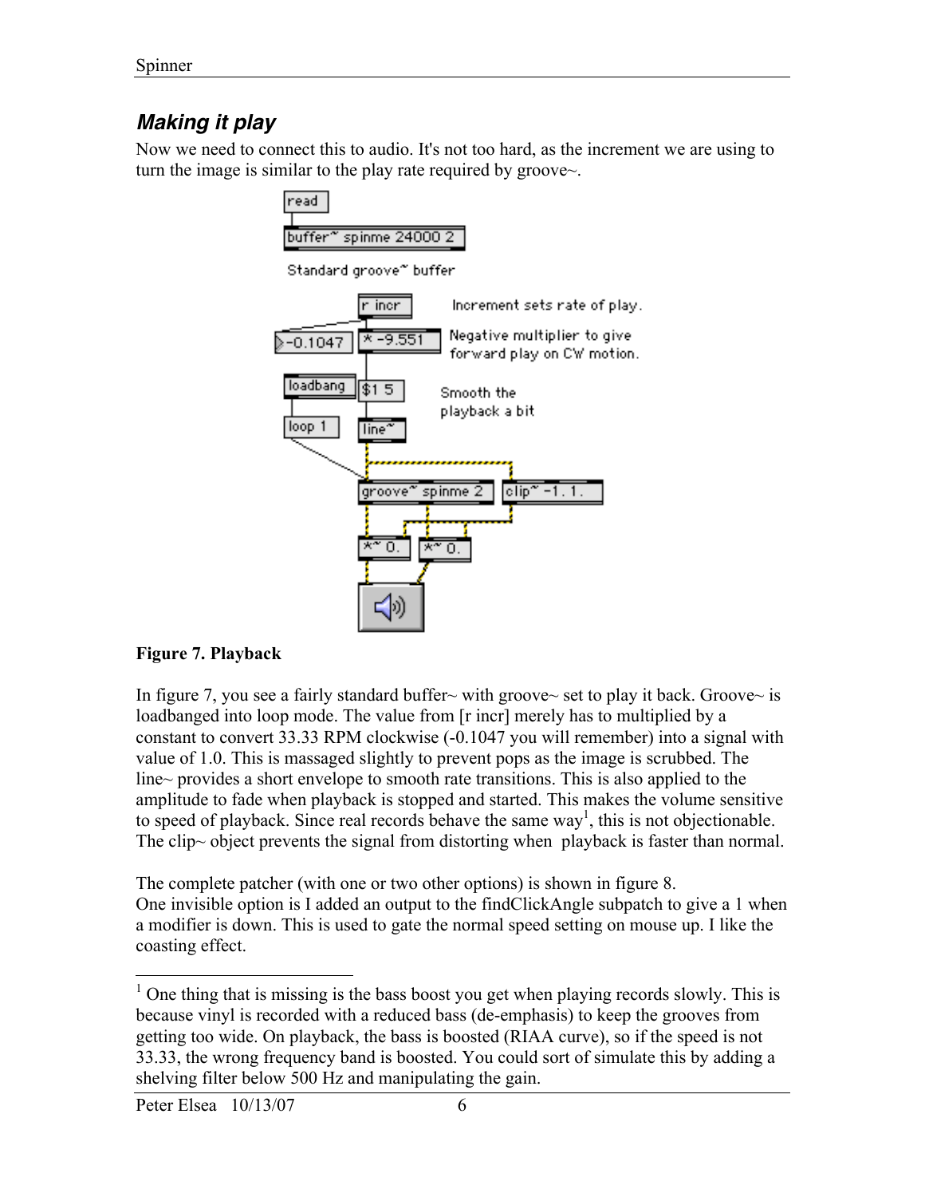## *Making it play*

Now we need to connect this to audio. It's not too hard, as the increment we are using to turn the image is similar to the play rate required by groove~.

**Figure 7. Playback**

In figure 7, you see a fairly standard buffer~ with groove~ set to play it back. Groove~ is loadbanged into loop mode. The value from [r incr] merely has to multiplied by a constant to convert 33.33 RPM clockwise (-0.1047 you will remember) into a signal with value of 1.0. This is massaged slightly to prevent pops as the image is scrubbed. The line~ provides a short envelope to smooth rate transitions. This is also applied to the amplitude to fade when playback is stopped and started. This makes the volume sensitive to speed of playback. Since real records behave the same way[1], this is not objectionable. The clip~ object prevents the signal from distorting when playback is faster than normal.

The complete patcher (with one or two other options) is shown in figure 8.
One invisible option is I added an output to the findClickAngle subpatch to give a 1 when a modifier is down. This is used to gate the normal speed setting on mouse up. I like the coasting effect.

[1] One thing that is missing is the bass boost you get when playing records slowly. This is because vinyl is recorded with a reduced bass (de-emphasis) to keep the grooves from getting too wide. On playback, the bass is boosted (RIAA curve), so if the speed is not 33.33, the wrong frequency band is boosted. You could sort of simulate this by adding a shelving filter below 500 Hz and manipulating the gain.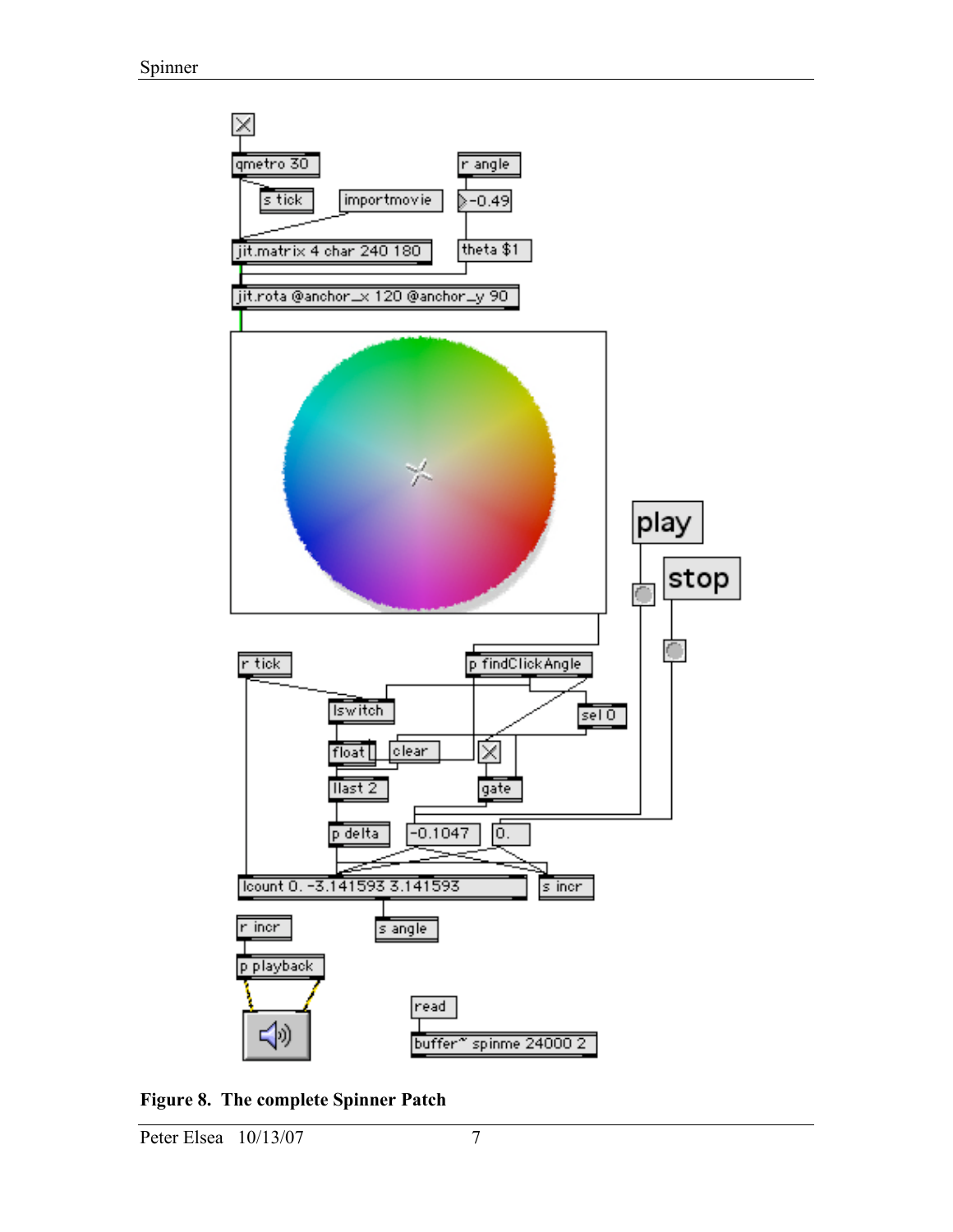**Figure 8. The complete Spinner Patch**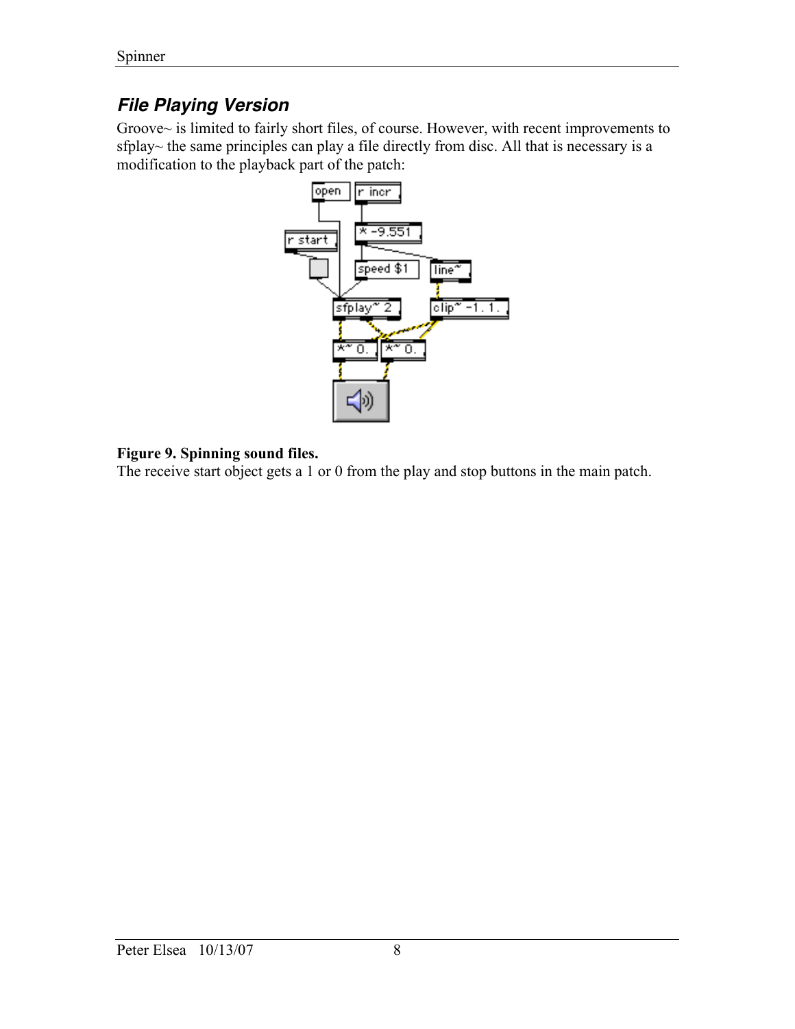### *File Playing Version*

Groove~ is limited to fairly short files, of course. However, with recent improvements to sfplay~ the same principles can play a file directly from disc. All that is necessary is a modification to the playback part of the patch:

**Figure 9. Spinning sound files.**

The receive start object gets a 1 or 0 from the play and stop buttons in the main patch.